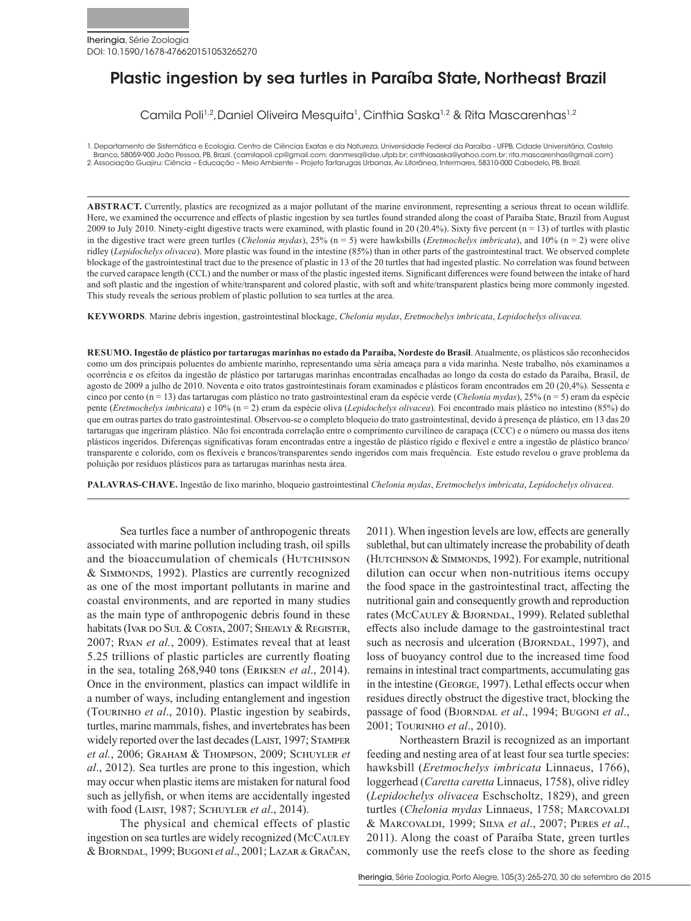Iheringia, Série Zoologia
DOI: 10.1590/1678-476620151053265270

# Plastic ingestion by sea turtles in Paraíba State, Northeast Brazil

Camila Poli[1,2], Daniel Oliveira Mesquita[1], Cinthia Saska[1,2] & Rita Mascarenhas[1,2]

1. Departamento de Sistemática e Ecologia, Centro de Ciências Exatas e da Natureza, Universidade Federal da Paraíba - UFPB, Cidade Universitária, Castelo Branco, 58059-900 João Pessoa, PB, Brazil. (camilapoli.cp@gmail.com; danmesq@dse.ufpb.br; cinthiasaska@yahoo.com.br; rita.mascarenhas@gmail.com)
2. Associação Guajiru: Ciência – Educação – Meio Ambiente – Projeto Tartarugas Urbanas, Av. Litorânea, Intermares, 58310-000 Cabedelo, PB, Brazil.

**ABSTRACT.** Currently, plastics are recognized as a major pollutant of the marine environment, representing a serious threat to ocean wildlife. Here, we examined the occurrence and effects of plastic ingestion by sea turtles found stranded along the coast of Paraíba State, Brazil from August 2009 to July 2010. Ninety-eight digestive tracts were examined, with plastic found in 20 (20.4%). Sixty five percent (n = 13) of turtles with plastic in the digestive tract were green turtles (*Chelonia mydas*), 25% (n = 5) were hawksbills (*Eretmochelys imbricata*), and 10% (n = 2) were olive ridley (*Lepidochelys olivacea*). More plastic was found in the intestine (85%) than in other parts of the gastrointestinal tract. We observed complete blockage of the gastrointestinal tract due to the presence of plastic in 13 of the 20 turtles that had ingested plastic. No correlation was found between the curved carapace length (CCL) and the number or mass of the plastic ingested items. Significant differences were found between the intake of hard and soft plastic and the ingestion of white/transparent and colored plastic, with soft and white/transparent plastics being more commonly ingested. This study reveals the serious problem of plastic pollution to sea turtles at the area.

**KEYWORDS**. Marine debris ingestion, gastrointestinal blockage, *Chelonia mydas*, *Eretmochelys imbricata*, *Lepidochelys olivacea.*

**RESUMO. Ingestão de plástico por tartarugas marinhas no estado da Paraíba, Nordeste do Brasil**. Atualmente, os plásticos são reconhecidos como um dos principais poluentes do ambiente marinho, representando uma séria ameaça para a vida marinha. Neste trabalho, nós examinamos a ocorrência e os efeitos da ingestão de plástico por tartarugas marinhas encontradas encalhadas ao longo da costa do estado da Paraíba, Brasil, de agosto de 2009 a julho de 2010. Noventa e oito tratos gastrointestinais foram examinados e plásticos foram encontrados em 20 (20,4%). Sessenta e cinco por cento (n = 13) das tartarugas com plástico no trato gastrointestinal eram da espécie verde (*Chelonia mydas*), 25% (n = 5) eram da espécie pente (*Eretmochelys imbricata*) e 10% (n = 2) eram da espécie oliva (*Lepidochelys olivacea*). Foi encontrado mais plástico no intestino (85%) do que em outras partes do trato gastrointestinal. Observou-se o completo bloqueio do trato gastrointestinal, devido à presença de plástico, em 13 das 20 tartarugas que ingeriram plástico. Não foi encontrada correlação entre o comprimento curvilíneo de carapaça (CCC) e o número ou massa dos itens plásticos ingeridos. Diferenças significativas foram encontradas entre a ingestão de plástico rígido e flexível e entre a ingestão de plástico branco/transparente e colorido, com os flexíveis e brancos/transparentes sendo ingeridos com mais frequência. Este estudo revelou o grave problema da poluição por resíduos plásticos para as tartarugas marinhas nesta área.

**PALAVRAS-CHAVE.** Ingestão de lixo marinho, bloqueio gastrointestinal *Chelonia mydas*, *Eretmochelys imbricata*, *Lepidochelys olivacea*.

Sea turtles face a number of anthropogenic threats associated with marine pollution including trash, oil spills and the bioaccumulation of chemicals (Hutchinson & Simmonds, 1992). Plastics are currently recognized as one of the most important pollutants in marine and coastal environments, and are reported in many studies as the main type of anthropogenic debris found in these habitats (Ivar do Sul & Costa, 2007; Sheavly & Register, 2007; Ryan *et al.*, 2009). Estimates reveal that at least 5.25 trillions of plastic particles are currently floating in the sea, totaling 268,940 tons (Eriksen *et al*., 2014). Once in the environment, plastics can impact wildlife in a number of ways, including entanglement and ingestion (Tourinho *et al*., 2010). Plastic ingestion by seabirds, turtles, marine mammals, fishes, and invertebrates has been widely reported over the last decades (Laist, 1997; Stamper *et al.*, 2006; Graham & Thompson, 2009; Schuyler *et al*., 2012). Sea turtles are prone to this ingestion, which may occur when plastic items are mistaken for natural food such as jellyfish, or when items are accidentally ingested with food (Laist, 1987; Schuyler *et al*., 2014).

The physical and chemical effects of plastic ingestion on sea turtles are widely recognized (McCauley & Bjorndal, 1999; Bugoni *et al*., 2001; Lazar & Gračan, 2011). When ingestion levels are low, effects are generally sublethal, but can ultimately increase the probability of death (Hutchinson & Simmonds, 1992). For example, nutritional dilution can occur when non-nutritious items occupy the food space in the gastrointestinal tract, affecting the nutritional gain and consequently growth and reproduction rates (McCauley & Bjorndal, 1999). Related sublethal effects also include damage to the gastrointestinal tract such as necrosis and ulceration (Bjorndal, 1997), and loss of buoyancy control due to the increased time food remains in intestinal tract compartments, accumulating gas in the intestine (George, 1997). Lethal effects occur when residues directly obstruct the digestive tract, blocking the passage of food (Bjorndal *et al*., 1994; Bugoni *et al*., 2001; Tourinho *et al*., 2010).

Northeastern Brazil is recognized as an important feeding and nesting area of at least four sea turtle species: hawksbill (*Eretmochelys imbricata* Linnaeus, 1766), loggerhead (*Caretta caretta* Linnaeus, 1758), olive ridley (*Lepidochelys olivacea* Eschscholtz, 1829), and green turtles (*Chelonia mydas* Linnaeus, 1758; Marcovaldi & Marcovaldi, 1999; Silva *et al*., 2007; Peres *et al*., 2011). Along the coast of Paraíba State, green turtles commonly use the reefs close to the shore as feeding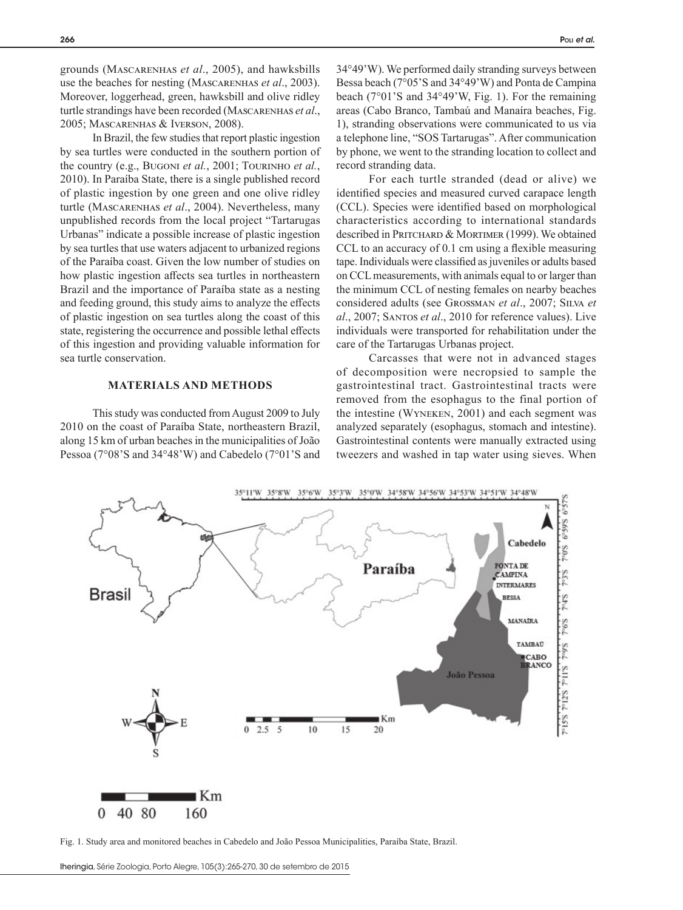grounds (Mascarenhas *et al*., 2005), and hawksbills use the beaches for nesting (Mascarenhas *et al*., 2003). Moreover, loggerhead, green, hawksbill and olive ridley turtle strandings have been recorded (Mascarenhas *et al*., 2005; Mascarenhas & Iverson, 2008).

In Brazil, the few studies that report plastic ingestion by sea turtles were conducted in the southern portion of the country (e.g., Bugoni *et al.*, 2001; Tourinho *et al.*, 2010). In Paraíba State, there is a single published record of plastic ingestion by one green and one olive ridley turtle (Mascarenhas *et al*., 2004). Nevertheless, many unpublished records from the local project "Tartarugas Urbanas" indicate a possible increase of plastic ingestion by sea turtles that use waters adjacent to urbanized regions of the Paraíba coast. Given the low number of studies on how plastic ingestion affects sea turtles in northeastern Brazil and the importance of Paraíba state as a nesting and feeding ground, this study aims to analyze the effects of plastic ingestion on sea turtles along the coast of this state, registering the occurrence and possible lethal effects of this ingestion and providing valuable information for sea turtle conservation.

## MATERIALS AND METHODS

This study was conducted from August 2009 to July 2010 on the coast of Paraíba State, northeastern Brazil, along 15 km of urban beaches in the municipalities of João Pessoa (7°08'S and 34°48'W) and Cabedelo (7°01'S and 34°49'W). We performed daily stranding surveys between Bessa beach (7°05'S and 34°49'W) and Ponta de Campina beach (7°01'S and 34°49'W, Fig. 1). For the remaining areas (Cabo Branco, Tambaú and Manaíra beaches, Fig. 1), stranding observations were communicated to us via a telephone line, "SOS Tartarugas". After communication by phone, we went to the stranding location to collect and record stranding data.

For each turtle stranded (dead or alive) we identified species and measured curved carapace length (CCL). Species were identified based on morphological characteristics according to international standards described in Pritchard & Mortimer (1999). We obtained CCL to an accuracy of 0.1 cm using a flexible measuring tape. Individuals were classified as juveniles or adults based on CCL measurements, with animals equal to or larger than the minimum CCL of nesting females on nearby beaches considered adults (see Grossman *et al*., 2007; Silva *et al*., 2007; Santos *et al*., 2010 for reference values). Live individuals were transported for rehabilitation under the care of the Tartarugas Urbanas project.

Carcasses that were not in advanced stages of decomposition were necropsied to sample the gastrointestinal tract. Gastrointestinal tracts were removed from the esophagus to the final portion of the intestine (Wyneken, 2001) and each segment was analyzed separately (esophagus, stomach and intestine). Gastrointestinal contents were manually extracted using tweezers and washed in tap water using sieves. When

Fig. 1. Study area and monitored beaches in Cabedelo and João Pessoa Municipalities, Paraíba State, Brazil.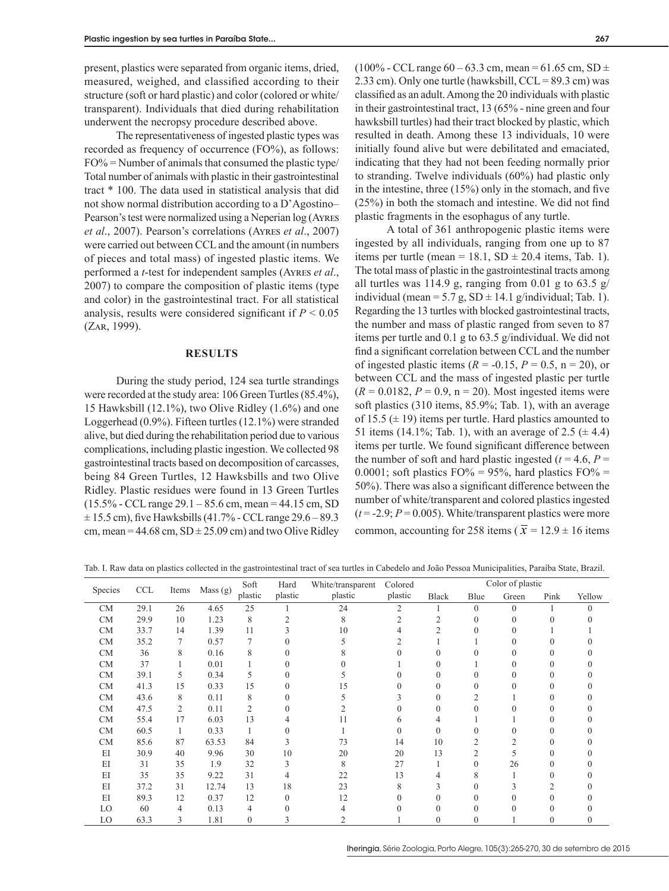present, plastics were separated from organic items, dried, measured, weighed, and classified according to their structure (soft or hard plastic) and color (colored or white/transparent). Individuals that died during rehabilitation underwent the necropsy procedure described above.

The representativeness of ingested plastic types was recorded as frequency of occurrence (FO%), as follows: FO% = Number of animals that consumed the plastic type/ Total number of animals with plastic in their gastrointestinal tract * 100. The data used in statistical analysis that did not show normal distribution according to a D'Agostino–Pearson's test were normalized using a Neperian log (Ayres *et al*., 2007). Pearson's correlations (Ayres *et al*., 2007) were carried out between CCL and the amount (in numbers of pieces and total mass) of ingested plastic items. We performed a *t*-test for independent samples (Ayres *et al*., 2007) to compare the composition of plastic items (type and color) in the gastrointestinal tract. For all statistical analysis, results were considered significant if $P < 0.05$ (Zar, 1999).

## RESULTS

During the study period, 124 sea turtle strandings were recorded at the study area: 106 Green Turtles (85.4%), 15 Hawksbill (12.1%), two Olive Ridley (1.6%) and one Loggerhead (0.9%). Fifteen turtles (12.1%) were stranded alive, but died during the rehabilitation period due to various complications, including plastic ingestion. We collected 98 gastrointestinal tracts based on decomposition of carcasses, being 84 Green Turtles, 12 Hawksbills and two Olive Ridley. Plastic residues were found in 13 Green Turtles (15.5% - CCL range 29.1 – 85.6 cm, mean = 44.15 cm, SD ± 15.5 cm), five Hawksbills (41.7% - CCL range 29.6 – 89.3 cm, mean = 44.68 cm, SD ± 25.09 cm) and two Olive Ridley (100% - CCL range 60 – 63.3 cm, mean = 61.65 cm, SD ± 2.33 cm). Only one turtle (hawksbill, CCL = 89.3 cm) was classified as an adult. Among the 20 individuals with plastic in their gastrointestinal tract, 13 (65% - nine green and four hawksbill turtles) had their tract blocked by plastic, which resulted in death. Among these 13 individuals, 10 were initially found alive but were debilitated and emaciated, indicating that they had not been feeding normally prior to stranding. Twelve individuals (60%) had plastic only in the intestine, three (15%) only in the stomach, and five (25%) in both the stomach and intestine. We did not find plastic fragments in the esophagus of any turtle.

A total of 361 anthropogenic plastic items were ingested by all individuals, ranging from one up to 87 items per turtle (mean = 18.1, SD ± 20.4 items, Tab. 1). The total mass of plastic in the gastrointestinal tracts among all turtles was 114.9 g, ranging from 0.01 g to 63.5 g/individual (mean = 5.7 g, SD ± 14.1 g/individual; Tab. 1). Regarding the 13 turtles with blocked gastrointestinal tracts, the number and mass of plastic ranged from seven to 87 items per turtle and 0.1 g to 63.5 g/individual. We did not find a significant correlation between CCL and the number of ingested plastic items ($R = -0.15$, $P = 0.5$, n = 20), or between CCL and the mass of ingested plastic per turtle ($R = 0.0182$, $P = 0.9$, n = 20). Most ingested items were soft plastics (310 items, 85.9%; Tab. 1), with an average of 15.5 (± 19) items per turtle. Hard plastics amounted to 51 items (14.1%; Tab. 1), with an average of 2.5 (± 4.4) items per turtle. We found significant difference between the number of soft and hard plastic ingested ($t = 4.6$, $P = 0.0001$; soft plastics FO% = 95%, hard plastics FO% = 50%). There was also a significant difference between the number of white/transparent and colored plastics ingested ($t = -2.9$; $P = 0.005$). White/transparent plastics were more common, accounting for 258 items ($\bar{x} = 12.9 \pm 16$ items

Tab. I. Raw data on plastics collected in the gastrointestinal tract of sea turtles in Cabedelo and João Pessoa Municipalities, Paraíba State, Brazil.

| Species | CCL | Items | Mass (g) | Soft plastic | Hard plastic | White/transparent plastic | Colored plastic | Color of plastic | | | | |
|---|---|---|---|---|---|---|---|---|---|---|---|---|
| | | | | | | | | Black | Blue | Green | Pink | Yellow |
| CM | 29.1 | 26 | 4.65 | 25 | 1 | 24 | 2 | 1 | 0 | 0 | 1 | 0 |
| CM | 29.9 | 10 | 1.23 | 8 | 2 | 8 | 2 | 2 | 0 | 0 | 0 | 0 |
| CM | 33.7 | 14 | 1.39 | 11 | 3 | 10 | 4 | 2 | 0 | 0 | 1 | 1 |
| CM | 35.2 | 7 | 0.57 | 7 | 0 | 5 | 2 | 1 | 1 | 0 | 0 | 0 |
| CM | 36 | 8 | 0.16 | 8 | 0 | 8 | 0 | 0 | 0 | 0 | 0 | 0 |
| CM | 37 | 1 | 0.01 | 1 | 0 | 0 | 1 | 0 | 1 | 0 | 0 | 0 |
| CM | 39.1 | 5 | 0.34 | 5 | 0 | 5 | 0 | 0 | 0 | 0 | 0 | 0 |
| CM | 41.3 | 15 | 0.33 | 15 | 0 | 15 | 0 | 0 | 0 | 0 | 0 | 0 |
| CM | 43.6 | 8 | 0.11 | 8 | 0 | 5 | 3 | 0 | 2 | 1 | 0 | 0 |
| CM | 47.5 | 2 | 0.11 | 2 | 0 | 2 | 0 | 0 | 0 | 0 | 0 | 0 |
| CM | 55.4 | 17 | 6.03 | 13 | 4 | 11 | 6 | 4 | 1 | 1 | 0 | 0 |
| CM | 60.5 | 1 | 0.33 | 1 | 0 | 1 | 0 | 0 | 0 | 0 | 0 | 0 |
| CM | 85.6 | 87 | 63.53 | 84 | 3 | 73 | 14 | 10 | 2 | 2 | 0 | 0 |
| EI | 30.9 | 40 | 9.96 | 30 | 10 | 20 | 20 | 13 | 2 | 5 | 0 | 0 |
| EI | 31 | 35 | 1.9 | 32 | 3 | 8 | 27 | 1 | 0 | 26 | 0 | 0 |
| EI | 35 | 35 | 9.22 | 31 | 4 | 22 | 13 | 4 | 8 | 1 | 0 | 0 |
| EI | 37.2 | 31 | 12.74 | 13 | 18 | 23 | 8 | 3 | 0 | 3 | 2 | 0 |
| EI | 89.3 | 12 | 0.37 | 12 | 0 | 12 | 0 | 0 | 0 | 0 | 0 | 0 |
| LO | 60 | 4 | 0.13 | 4 | 0 | 4 | 0 | 0 | 0 | 0 | 0 | 0 |
| LO | 63.3 | 3 | 1.81 | 0 | 3 | 2 | 1 | 0 | 0 | 1 | 0 | 0 |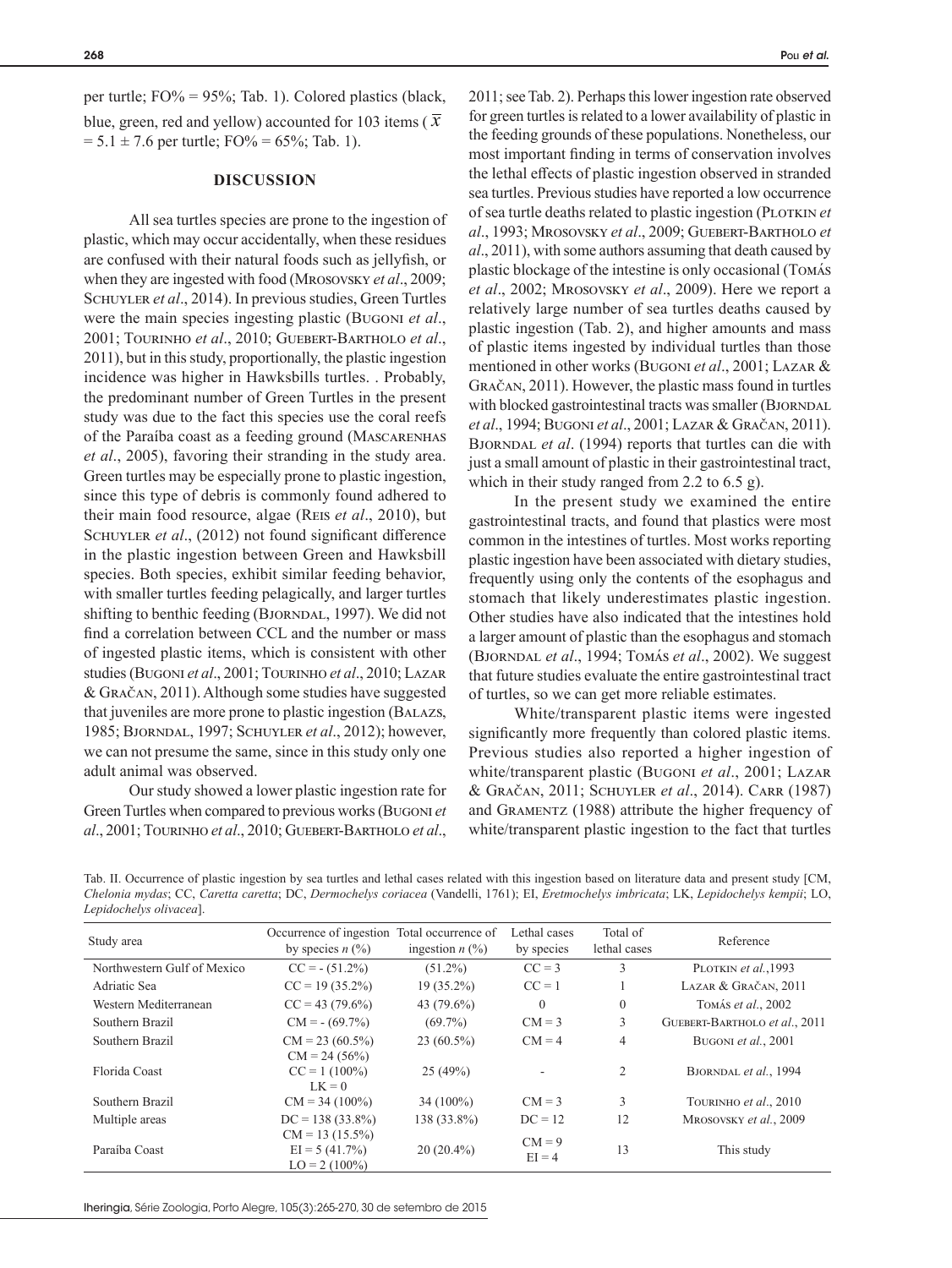per turtle; FO% = 95%; Tab. 1). Colored plastics (black, blue, green, red and yellow) accounted for 103 items ( $\bar{x}$ = 5.1 ± 7.6 per turtle; FO% = 65%; Tab. 1).

## DISCUSSION

All sea turtles species are prone to the ingestion of plastic, which may occur accidentally, when these residues are confused with their natural foods such as jellyfish, or when they are ingested with food (Mrosovsky *et al*., 2009; Schuyler *et al*., 2014). In previous studies, Green Turtles were the main species ingesting plastic (Bugoni *et al*., 2001; Tourinho *et al*., 2010; Guebert-Bartholo *et al*., 2011), but in this study, proportionally, the plastic ingestion incidence was higher in Hawksbills turtles. . Probably, the predominant number of Green Turtles in the present study was due to the fact this species use the coral reefs of the Paraíba coast as a feeding ground (Mascarenhas *et al*., 2005), favoring their stranding in the study area. Green turtles may be especially prone to plastic ingestion, since this type of debris is commonly found adhered to their main food resource, algae (Reis *et al*., 2010), but Schuyler *et al*., (2012) not found significant difference in the plastic ingestion between Green and Hawksbill species. Both species, exhibit similar feeding behavior, with smaller turtles feeding pelagically, and larger turtles shifting to benthic feeding (Bjorndal, 1997). We did not find a correlation between CCL and the number or mass of ingested plastic items, which is consistent with other studies (Bugoni *et al*., 2001; Tourinho *et al*., 2010; Lazar & Gračan, 2011). Although some studies have suggested that juveniles are more prone to plastic ingestion (Balazs, 1985; Bjorndal, 1997; Schuyler *et al*., 2012); however, we can not presume the same, since in this study only one adult animal was observed.

Our study showed a lower plastic ingestion rate for Green Turtles when compared to previous works (Bugoni *et al*., 2001; Tourinho *et al*., 2010; Guebert-Bartholo *et al*., 2011; see Tab. 2). Perhaps this lower ingestion rate observed for green turtles is related to a lower availability of plastic in the feeding grounds of these populations. Nonetheless, our most important finding in terms of conservation involves the lethal effects of plastic ingestion observed in stranded sea turtles. Previous studies have reported a low occurrence of sea turtle deaths related to plastic ingestion (Plotkin *et al*., 1993; Mrosovsky *et al*., 2009; Guebert-Bartholo *et al*., 2011), with some authors assuming that death caused by plastic blockage of the intestine is only occasional (Tomás *et al*., 2002; Mrosovsky *et al*., 2009). Here we report a relatively large number of sea turtles deaths caused by plastic ingestion (Tab. 2), and higher amounts and mass of plastic items ingested by individual turtles than those mentioned in other works (Bugoni *et al*., 2001; Lazar & Gračan, 2011). However, the plastic mass found in turtles with blocked gastrointestinal tracts was smaller (Bjorndal *et al*., 1994; Bugoni *et al*., 2001; Lazar & Gračan, 2011). Bjorndal *et al*. (1994) reports that turtles can die with just a small amount of plastic in their gastrointestinal tract, which in their study ranged from 2.2 to 6.5 g).

In the present study we examined the entire gastrointestinal tracts, and found that plastics were most common in the intestines of turtles. Most works reporting plastic ingestion have been associated with dietary studies, frequently using only the contents of the esophagus and stomach that likely underestimates plastic ingestion. Other studies have also indicated that the intestines hold a larger amount of plastic than the esophagus and stomach (Bjorndal *et al*., 1994; Tomás *et al*., 2002). We suggest that future studies evaluate the entire gastrointestinal tract of turtles, so we can get more reliable estimates.

White/transparent plastic items were ingested significantly more frequently than colored plastic items. Previous studies also reported a higher ingestion of white/transparent plastic (Bugoni *et al*., 2001; Lazar & Gračan, 2011; Schuyler *et al*., 2014). Carr (1987) and Gramentz (1988) attribute the higher frequency of white/transparent plastic ingestion to the fact that turtles

Tab. II. Occurrence of plastic ingestion by sea turtles and lethal cases related with this ingestion based on literature data and present study [CM, *Chelonia mydas*; CC, *Caretta caretta*; DC, *Dermochelys coriacea* (Vandelli, 1761); EI, *Eretmochelys imbricata*; LK, *Lepidochelys kempii*; LO, *Lepidochelys olivacea*].

| Study area | Occurrence of ingestion by species *n* (%) | Total occurrence of ingestion *n* (%) | Lethal cases by species | Total of lethal cases | Reference |
|---|---|---|---|---|---|
| Northwestern Gulf of Mexico | CC = - (51.2%) | (51.2%) | CC = 3 | 3 | Plotkin *et al*.,1993 |
| Adriatic Sea | CC = 19 (35.2%) | 19 (35.2%) | CC = 1 | 1 | Lazar & Gračan, 2011 |
| Western Mediterranean | CC = 43 (79.6%) | 43 (79.6%) | 0 | 0 | Tomás *et al*., 2002 |
| Southern Brazil | CM = - (69.7%) | (69.7%) | CM = 3 | 3 | Guebert-Bartholo *et al*., 2011 |
| Southern Brazil | CM = 23 (60.5%) | 23 (60.5%) | CM = 4 | 4 | Bugoni *et al*., 2001 |
| Florida Coast | CM = 24 (56%)<br>CC = 1 (100%)<br>LK = 0 | 25 (49%) | - | 2 | Bjorndal *et al*., 1994 |
| Southern Brazil | CM = 34 (100%) | 34 (100%) | CM = 3 | 3 | Tourinho *et al*., 2010 |
| Multiple areas | DC = 138 (33.8%) | 138 (33.8%) | DC = 12 | 12 | Mrosovsky *et al*., 2009 |
| Paraíba Coast | CM = 13 (15.5%)<br>EI = 5 (41.7%)<br>LO = 2 (100%) | 20 (20.4%) | CM = 9<br>EI = 4 | 13 | This study |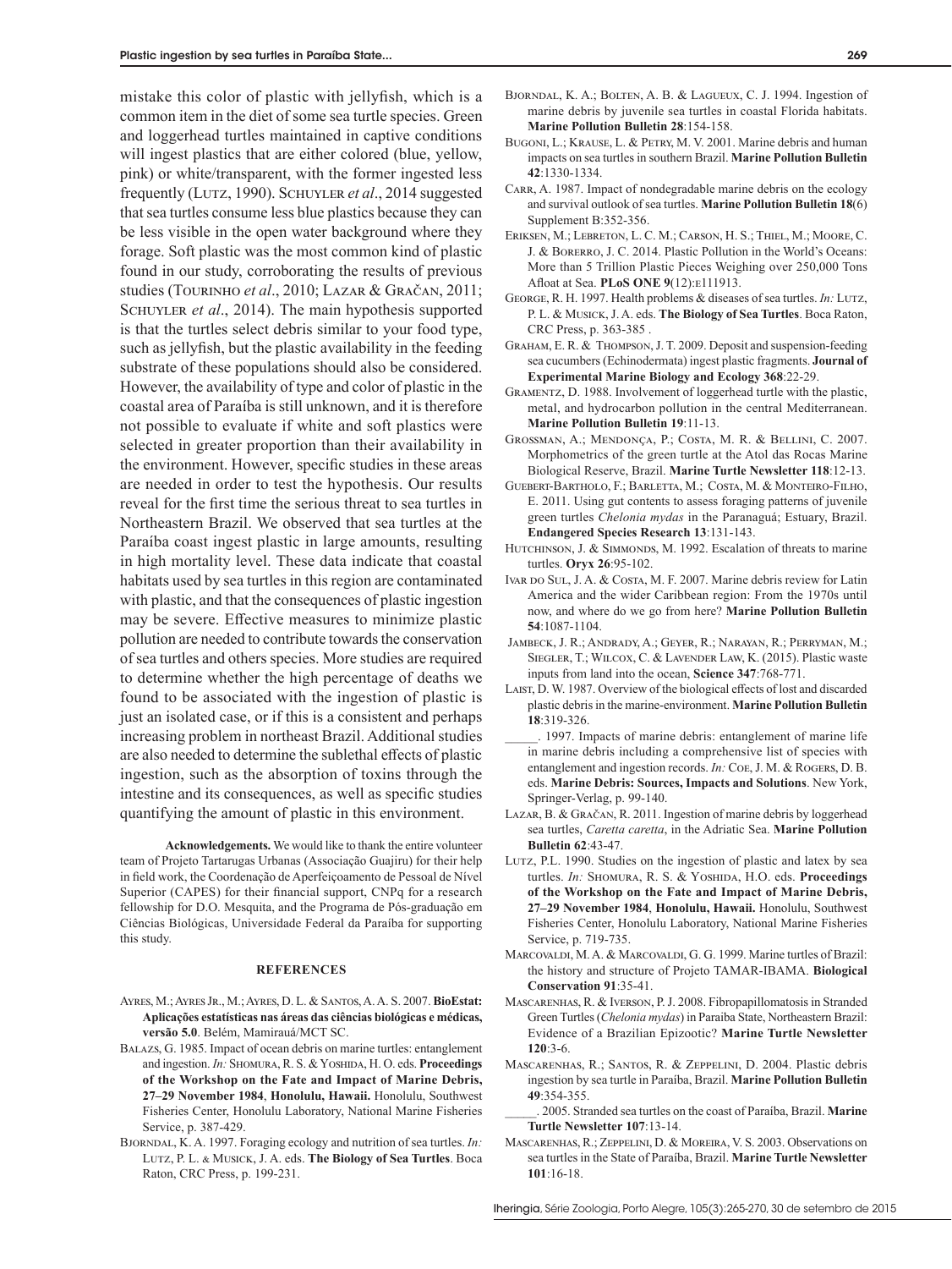mistake this color of plastic with jellyfish, which is a common item in the diet of some sea turtle species. Green and loggerhead turtles maintained in captive conditions will ingest plastics that are either colored (blue, yellow, pink) or white/transparent, with the former ingested less frequently (Lutz, 1990). Schuyler *et al*., 2014 suggested that sea turtles consume less blue plastics because they can be less visible in the open water background where they forage. Soft plastic was the most common kind of plastic found in our study, corroborating the results of previous studies (Tourinho *et al*., 2010; Lazar & Gračan, 2011; Schuyler *et al*., 2014). The main hypothesis supported is that the turtles select debris similar to your food type, such as jellyfish, but the plastic availability in the feeding substrate of these populations should also be considered. However, the availability of type and color of plastic in the coastal area of Paraíba is still unknown, and it is therefore not possible to evaluate if white and soft plastics were selected in greater proportion than their availability in the environment. However, specific studies in these areas are needed in order to test the hypothesis. Our results reveal for the first time the serious threat to sea turtles in Northeastern Brazil. We observed that sea turtles at the Paraíba coast ingest plastic in large amounts, resulting in high mortality level. These data indicate that coastal habitats used by sea turtles in this region are contaminated with plastic, and that the consequences of plastic ingestion may be severe. Effective measures to minimize plastic pollution are needed to contribute towards the conservation of sea turtles and others species. More studies are required to determine whether the high percentage of deaths we found to be associated with the ingestion of plastic is just an isolated case, or if this is a consistent and perhaps increasing problem in northeast Brazil. Additional studies are also needed to determine the sublethal effects of plastic ingestion, such as the absorption of toxins through the intestine and its consequences, as well as specific studies quantifying the amount of plastic in this environment.

**Acknowledgements.** We would like to thank the entire volunteer team of Projeto Tartarugas Urbanas (Associação Guajiru) for their help in field work, the Coordenação de Aperfeiçoamento de Pessoal de Nível Superior (CAPES) for their financial support, CNPq for a research fellowship for D.O. Mesquita, and the Programa de Pós-graduação em Ciências Biológicas, Universidade Federal da Paraíba for supporting this study.

## REFERENCES

Ayres, M.; Ayres Jr., M.; Ayres, D. L. & Santos, A. A. S. 2007. **BioEstat: Aplicações estatísticas nas áreas das ciências biológicas e médicas, versão 5.0**. Belém, Mamirauá/MCT SC.

Balazs, G. 1985. Impact of ocean debris on marine turtles: entanglement and ingestion. *In:* Shomura, R. S. & Yoshida, H. O. eds. **Proceedings of the Workshop on the Fate and Impact of Marine Debris, 27–29 November 1984**, **Honolulu, Hawaii.** Honolulu, Southwest Fisheries Center, Honolulu Laboratory, National Marine Fisheries Service, p. 387-429.

Bjorndal, K. A. 1997. Foraging ecology and nutrition of sea turtles. *In:* Lutz, P. L. & Musick, J. A. eds. **The Biology of Sea Turtles**. Boca Raton, CRC Press, p. 199-231.

Bjorndal, K. A.; Bolten, A. B. & Lagueux, C. J. 1994. Ingestion of marine debris by juvenile sea turtles in coastal Florida habitats. **Marine Pollution Bulletin 28**:154-158.

Bugoni, L.; Krause, L. & Petry, M. V. 2001. Marine debris and human impacts on sea turtles in southern Brazil. **Marine Pollution Bulletin 42**:1330-1334.

Carr, A. 1987. Impact of nondegradable marine debris on the ecology and survival outlook of sea turtles. **Marine Pollution Bulletin 18**(6) Supplement B:352-356.

Eriksen, M.; Lebreton, L. C. M.; Carson, H. S.; Thiel, M.; Moore, C. J. & Borerro, J. C. 2014. Plastic Pollution in the World's Oceans: More than 5 Trillion Plastic Pieces Weighing over 250,000 Tons Afloat at Sea. **PLoS ONE 9**(12):e111913.

George, R. H. 1997. Health problems & diseases of sea turtles. *In:* Lutz, P. L. & Musick, J. A. eds. **The Biology of Sea Turtles**. Boca Raton, CRC Press, p. 363-385 .

Graham, E. R. & Thompson, J. T. 2009. Deposit and suspension-feeding sea cucumbers (Echinodermata) ingest plastic fragments. **Journal of Experimental Marine Biology and Ecology 368**:22-29.

Gramentz, D. 1988. Involvement of loggerhead turtle with the plastic, metal, and hydrocarbon pollution in the central Mediterranean. **Marine Pollution Bulletin 19**:11-13.

Grossman, A.; Mendonça, P.; Costa, M. R. & Bellini, C. 2007. Morphometrics of the green turtle at the Atol das Rocas Marine Biological Reserve, Brazil. **Marine Turtle Newsletter 118**:12-13.

Guebert-Bartholo, F.; Barletta, M.; Costa, M. & Monteiro-Filho, E. 2011. Using gut contents to assess foraging patterns of juvenile green turtles *Chelonia mydas* in the Paranaguá; Estuary, Brazil. **Endangered Species Research 13**:131-143.

Hutchinson, J. & Simmonds, M. 1992. Escalation of threats to marine turtles. **Oryx 26**:95-102.

Ivar do Sul, J. A. & Costa, M. F. 2007. Marine debris review for Latin America and the wider Caribbean region: From the 1970s until now, and where do we go from here? **Marine Pollution Bulletin 54**:1087-1104.

Jambeck, J. R.; Andrady, A.; Geyer, R.; Narayan, R.; Perryman, M.; Siegler, T.; Wilcox, C. & Lavender Law, K. (2015). Plastic waste inputs from land into the ocean, **Science 347**:768-771.

Laist, D. W. 1987. Overview of the biological effects of lost and discarded plastic debris in the marine-environment. **Marine Pollution Bulletin 18**:319-326.

_____. 1997. Impacts of marine debris: entanglement of marine life in marine debris including a comprehensive list of species with entanglement and ingestion records. *In:* Coe, J. M. & Rogers, D. B. eds. **Marine Debris: Sources, Impacts and Solutions**. New York, Springer-Verlag, p. 99-140.

Lazar, B. & Gračan, R. 2011. Ingestion of marine debris by loggerhead sea turtles, *Caretta caretta*, in the Adriatic Sea. **Marine Pollution Bulletin 62**:43-47.

Lutz, P.L. 1990. Studies on the ingestion of plastic and latex by sea turtles. *In:* Shomura, R. S. & Yoshida, H.O. eds. **Proceedings of the Workshop on the Fate and Impact of Marine Debris, 27–29 November 1984**, **Honolulu, Hawaii.** Honolulu, Southwest Fisheries Center, Honolulu Laboratory, National Marine Fisheries Service, p. 719-735.

Marcovaldi, M. A. & Marcovaldi, G. G. 1999. Marine turtles of Brazil: the history and structure of Projeto TAMAR-IBAMA. **Biological Conservation 91**:35-41.

Mascarenhas, R. & Iverson, P. J. 2008. Fibropapillomatosis in Stranded Green Turtles (*Chelonia mydas*) in Paraiba State, Northeastern Brazil: Evidence of a Brazilian Epizootic? **Marine Turtle Newsletter 120**:3-6.

Mascarenhas, R.; Santos, R. & Zeppelini, D. 2004. Plastic debris ingestion by sea turtle in Paraíba, Brazil. **Marine Pollution Bulletin 49**:354-355.

_____. 2005. Stranded sea turtles on the coast of Paraíba, Brazil. **Marine Turtle Newsletter 107**:13-14.

Mascarenhas, R.; Zeppelini, D. & Moreira, V. S. 2003. Observations on sea turtles in the State of Paraíba, Brazil. **Marine Turtle Newsletter 101**:16-18.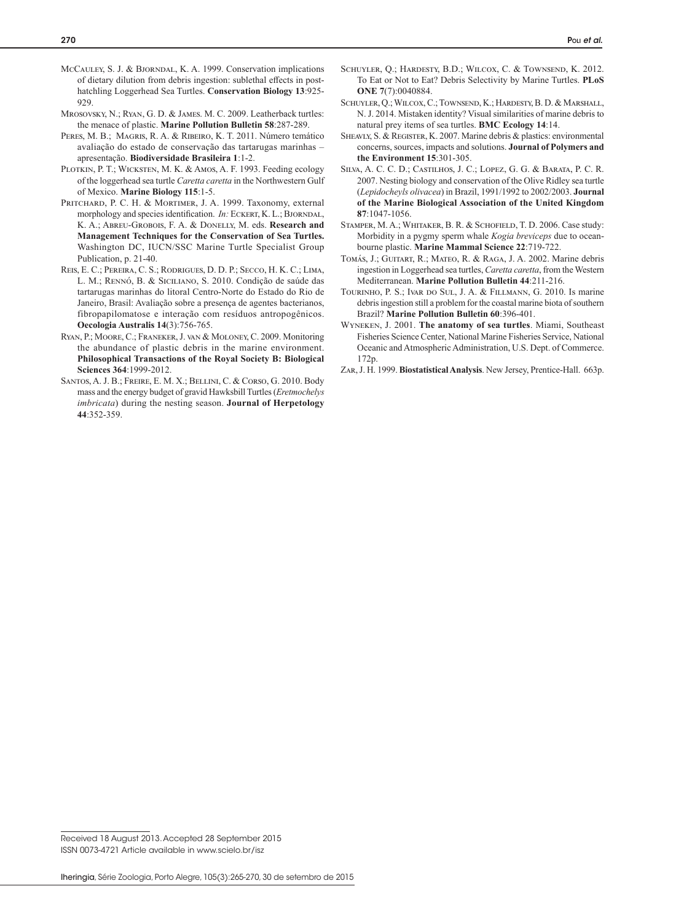McCauley, S. J. & Bjorndal, K. A. 1999. Conservation implications of dietary dilution from debris ingestion: sublethal effects in post-hatchling Loggerhead Sea Turtles. **Conservation Biology 13**:925-929.

Mrosovsky, N.; Ryan, G. D. & James. M. C. 2009. Leatherback turtles: the menace of plastic. **Marine Pollution Bulletin 58**:287-289.

Peres, M. B.; Magris, R. A. & Ribeiro, K. T. 2011. Número temático avaliação do estado de conservação das tartarugas marinhas – apresentação. **Biodiversidade Brasileira 1**:1-2.

Plotkin, P. T.; Wicksten, M. K. & Amos, A. F. 1993. Feeding ecology of the loggerhead sea turtle *Caretta caretta* in the Northwestern Gulf of Mexico. **Marine Biology 115**:1-5.

Pritchard, P. C. H. & Mortimer, J. A. 1999. Taxonomy, external morphology and species identification. *In:* Eckert, K. L.; Bjorndal, K. A.; Abreu-Grobois, F. A. & Donelly, M. eds. **Research and Management Techniques for the Conservation of Sea Turtles.** Washington DC, IUCN/SSC Marine Turtle Specialist Group Publication, p. 21-40.

Reis, E. C.; Pereira, C. S.; Rodrigues, D. D. P.; Secco, H. K. C.; Lima, L. M.; Rennó, B. & Siciliano, S. 2010. Condição de saúde das tartarugas marinhas do litoral Centro-Norte do Estado do Rio de Janeiro, Brasil: Avaliação sobre a presença de agentes bacterianos, fibropapilomatose e interação com resíduos antropogênicos. **Oecologia Australis 14**(3):756-765.

Ryan, P.; Moore, C.; Franeker, J. van & Moloney, C. 2009. Monitoring the abundance of plastic debris in the marine environment. **Philosophical Transactions of the Royal Society B: Biological Sciences 364**:1999-2012.

Santos, A. J. B.; Freire, E. M. X.; Bellini, C. & Corso, G. 2010. Body mass and the energy budget of gravid Hawksbill Turtles (*Eretmochelys imbricata*) during the nesting season. **Journal of Herpetology 44**:352-359.

Schuyler, Q.; Hardesty, B.D.; Wilcox, C. & Townsend, K. 2012. To Eat or Not to Eat? Debris Selectivity by Marine Turtles. **PLoS ONE 7**(7):0040884.

Schuyler, Q.; Wilcox, C.; Townsend, K.; Hardesty, B. D. & Marshall, N. J. 2014. Mistaken identity? Visual similarities of marine debris to natural prey items of sea turtles. **BMC Ecology 14**:14.

Sheavly, S. & Register, K. 2007. Marine debris & plastics: environmental concerns, sources, impacts and solutions. **Journal of Polymers and the Environment 15**:301-305.

Silva, A. C. C. D.; Castilhos, J. C.; Lopez, G. G. & Barata, P. C. R. 2007. Nesting biology and conservation of the Olive Ridley sea turtle (*Lepidocheyls olivacea*) in Brazil, 1991/1992 to 2002/2003. **Journal of the Marine Biological Association of the United Kingdom 87**:1047-1056.

Stamper, M. A.; Whitaker, B. R. & Schofield, T. D. 2006. Case study: Morbidity in a pygmy sperm whale *Kogia breviceps* due to ocean-bourne plastic. **Marine Mammal Science 22**:719-722.

Tomás, J.; Guitart, R.; Mateo, R. & Raga, J. A. 2002. Marine debris ingestion in Loggerhead sea turtles, *Caretta caretta*, from the Western Mediterranean. **Marine Pollution Bulletin 44**:211-216.

Tourinho, P. S.; Ivar do Sul, J. A. & Fillmann, G. 2010. Is marine debris ingestion still a problem for the coastal marine biota of southern Brazil? **Marine Pollution Bulletin 60**:396-401.

Wyneken, J. 2001. **The anatomy of sea turtles**. Miami, Southeast Fisheries Science Center, National Marine Fisheries Service, National Oceanic and Atmospheric Administration, U.S. Dept. of Commerce. 172p.

Zar, J. H. 1999. **Biostatistical Analysis**. New Jersey, Prentice-Hall. 663p.

Received 18 August 2013. Accepted 28 September 2015
ISSN 0073-4721 Article available in www.scielo.br/isz